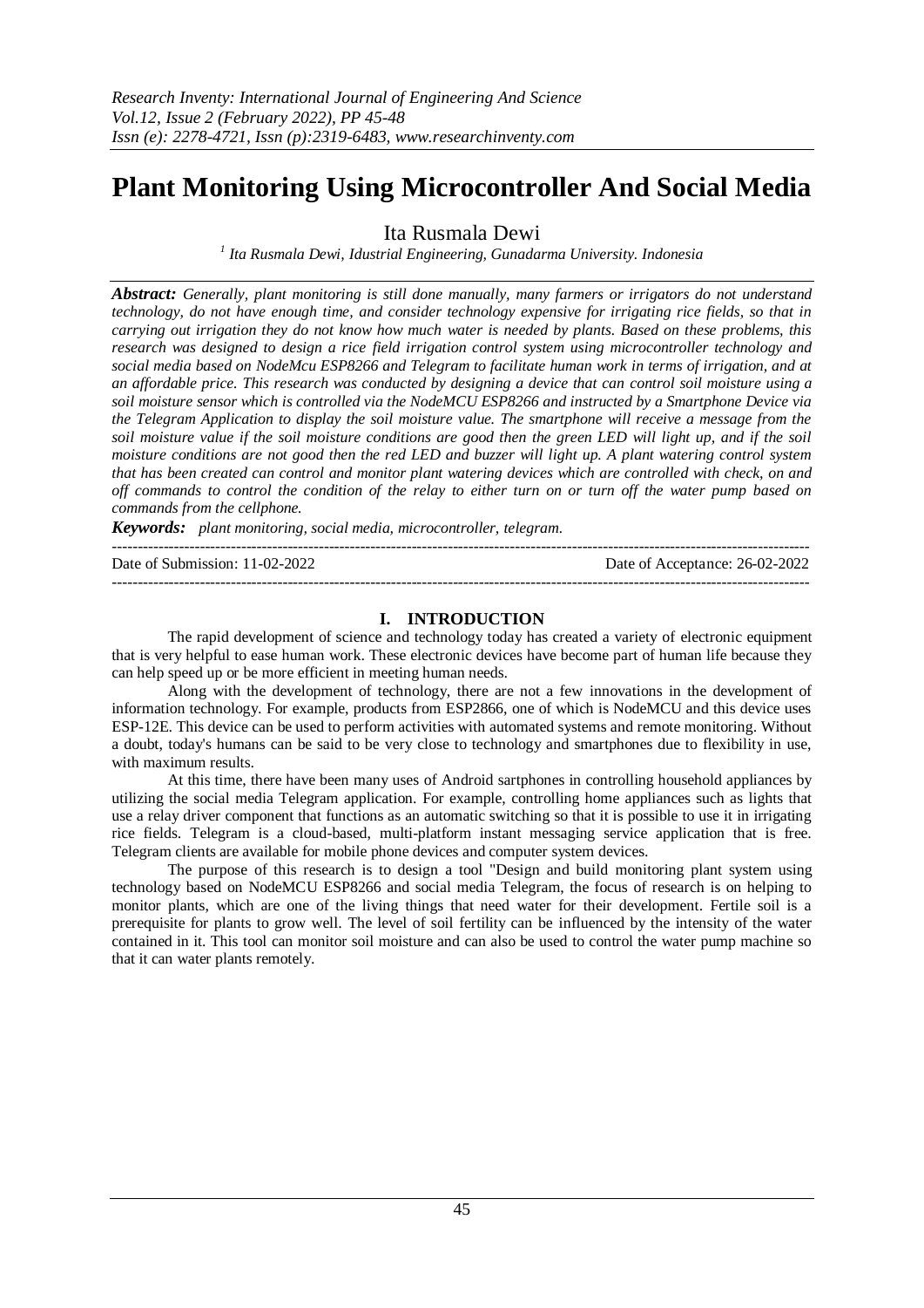# Plant Monitoring Using Microcontroller And Social Media

Ita Rusmala Dewi

*[1] Ita Rusmala Dewi, Idustrial Engineering, Gunadarma University. Indonesia*

***Abstract:*** *Generally, plant monitoring is still done manually, many farmers or irrigators do not understand technology, do not have enough time, and consider technology expensive for irrigating rice fields, so that in carrying out irrigation they do not know how much water is needed by plants. Based on these problems, this research was designed to design a rice field irrigation control system using microcontroller technology and social media based on NodeMcu ESP8266 and Telegram to facilitate human work in terms of irrigation, and at an affordable price. This research was conducted by designing a device that can control soil moisture using a soil moisture sensor which is controlled via the NodeMCU ESP8266 and instructed by a Smartphone Device via the Telegram Application to display the soil moisture value. The smartphone will receive a message from the soil moisture value if the soil moisture conditions are good then the green LED will light up, and if the soil moisture conditions are not good then the red LED and buzzer will light up. A plant watering control system that has been created can control and monitor plant watering devices which are controlled with check, on and off commands to control the condition of the relay to either turn on or turn off the water pump based on commands from the cellphone.*

***Keywords:*** *plant monitoring, social media, microcontroller, telegram.*

---

Date of Submission: 11-02-2022 Date of Acceptance: 26-02-2022

---

## I. INTRODUCTION

The rapid development of science and technology today has created a variety of electronic equipment that is very helpful to ease human work. These electronic devices have become part of human life because they can help speed up or be more efficient in meeting human needs.

Along with the development of technology, there are not a few innovations in the development of information technology. For example, products from ESP2866, one of which is NodeMCU and this device uses ESP-12E. This device can be used to perform activities with automated systems and remote monitoring. Without a doubt, today's humans can be said to be very close to technology and smartphones due to flexibility in use, with maximum results.

At this time, there have been many uses of Android sartphones in controlling household appliances by utilizing the social media Telegram application. For example, controlling home appliances such as lights that use a relay driver component that functions as an automatic switching so that it is possible to use it in irrigating rice fields. Telegram is a cloud-based, multi-platform instant messaging service application that is free. Telegram clients are available for mobile phone devices and computer system devices.

The purpose of this research is to design a tool "Design and build monitoring plant system using technology based on NodeMCU ESP8266 and social media Telegram, the focus of research is on helping to monitor plants, which are one of the living things that need water for their development. Fertile soil is a prerequisite for plants to grow well. The level of soil fertility can be influenced by the intensity of the water contained in it. This tool can monitor soil moisture and can also be used to control the water pump machine so that it can water plants remotely.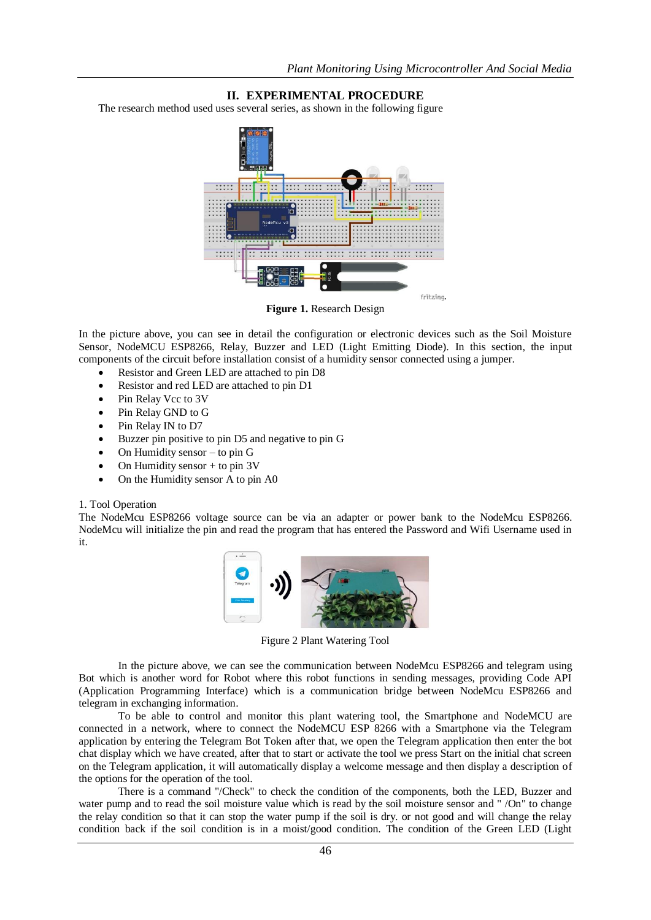## II. EXPERIMENTAL PROCEDURE

The research method used uses several series, as shown in the following figure

**Figure 1.** Research Design

In the picture above, you can see in detail the configuration or electronic devices such as the Soil Moisture Sensor, NodeMCU ESP8266, Relay, Buzzer and LED (Light Emitting Diode). In this section, the input components of the circuit before installation consist of a humidity sensor connected using a jumper.

- Resistor and Green LED are attached to pin D8
- Resistor and red LED are attached to pin D1
- Pin Relay Vcc to 3V
- Pin Relay GND to G
- Pin Relay IN to D7
- Buzzer pin positive to pin D5 and negative to pin G
- On Humidity sensor – to pin G
- On Humidity sensor + to pin 3V
- On the Humidity sensor A to pin A0

1. Tool Operation

The NodeMcu ESP8266 voltage source can be via an adapter or power bank to the NodeMcu ESP8266. NodeMcu will initialize the pin and read the program that has entered the Password and Wifi Username used in it.

Figure 2 Plant Watering Tool

In the picture above, we can see the communication between NodeMcu ESP8266 and telegram using Bot which is another word for Robot where this robot functions in sending messages, providing Code API (Application Programming Interface) which is a communication bridge between NodeMcu ESP8266 and telegram in exchanging information.

To be able to control and monitor this plant watering tool, the Smartphone and NodeMCU are connected in a network, where to connect the NodeMCU ESP 8266 with a Smartphone via the Telegram application by entering the Telegram Bot Token after that, we open the Telegram application then enter the bot chat display which we have created, after that to start or activate the tool we press Start on the initial chat screen on the Telegram application, it will automatically display a welcome message and then display a description of the options for the operation of the tool.

There is a command "/Check" to check the condition of the components, both the LED, Buzzer and water pump and to read the soil moisture value which is read by the soil moisture sensor and " /On" to change the relay condition so that it can stop the water pump if the soil is dry. or not good and will change the relay condition back if the soil condition is in a moist/good condition. The condition of the Green LED (Light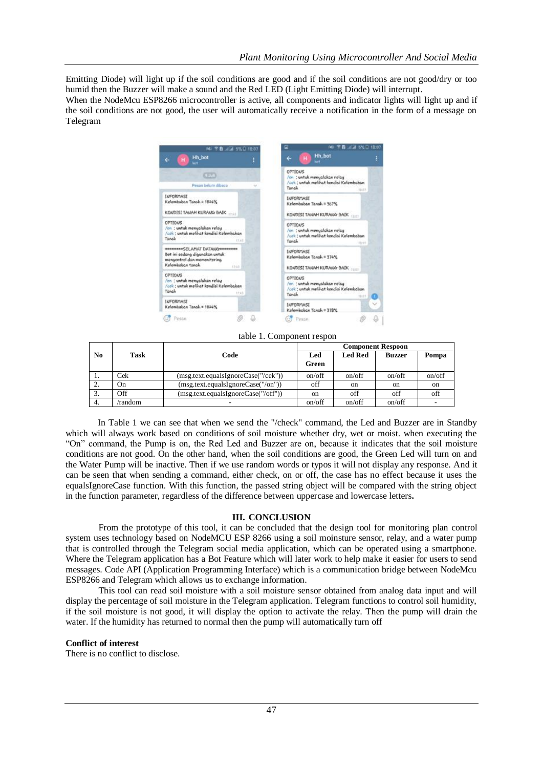Emitting Diode) will light up if the soil conditions are good and if the soil conditions are not good/dry or too humid then the Buzzer will make a sound and the Red LED (Light Emitting Diode) will interrupt.
When the NodeMcu ESP8266 microcontroller is active, all components and indicator lights will light up and if the soil conditions are not good, the user will automatically receive a notification in the form of a message on Telegram

table 1. Component respon

| No | Task | Code | Component Respoon | | | |
|---|---|---|---|---|---|---|
| | | | Led Green | Led Red | Buzzer | Pompa |
| 1. | Cek | (msg.text.equalsIgnoreCase("/cek")) | on/off | on/off | on/off | on/off |
| 2. | On | (msg.text.equalsIgnoreCase("/on")) | off | on | on | on |
| 3. | Off | (msg.text.equalsIgnoreCase("/off")) | on | off | off | off |
| 4. | /random | - | on/off | on/off | on/off | - |

In Table 1 we can see that when we send the "/check" command, the Led and Buzzer are in Standby which will always work based on conditions of soil moisture whether dry, wet or moist. when executing the “On” command, the Pump is on, the Red Led and Buzzer are on, because it indicates that the soil moisture conditions are not good. On the other hand, when the soil conditions are good, the Green Led will turn on and the Water Pump will be inactive. Then if we use random words or typos it will not display any response. And it can be seen that when sending a command, either check, on or off, the case has no effect because it uses the equalsIgnoreCase function. With this function, the passed string object will be compared with the string object in the function parameter, regardless of the difference between uppercase and lowercase letters**.**

## III. CONCLUSION

From the prototype of this tool, it can be concluded that the design tool for monitoring plan control system uses technology based on NodeMCU ESP 8266 using a soil moinsture sensor, relay, and a water pump that is controlled through the Telegram social media application, which can be operated using a smartphone. Where the Telegram application has a Bot Feature which will later work to help make it easier for users to send messages. Code API (Application Programming Interface) which is a communication bridge between NodeMcu ESP8266 and Telegram which allows us to exchange information.

This tool can read soil moisture with a soil moisture sensor obtained from analog data input and will display the percentage of soil moisture in the Telegram application. Telegram functions to control soil humidity, if the soil moisture is not good, it will display the option to activate the relay. Then the pump will drain the water. If the humidity has returned to normal then the pump will automatically turn off

**Conflict of interest**

There is no conflict to disclose.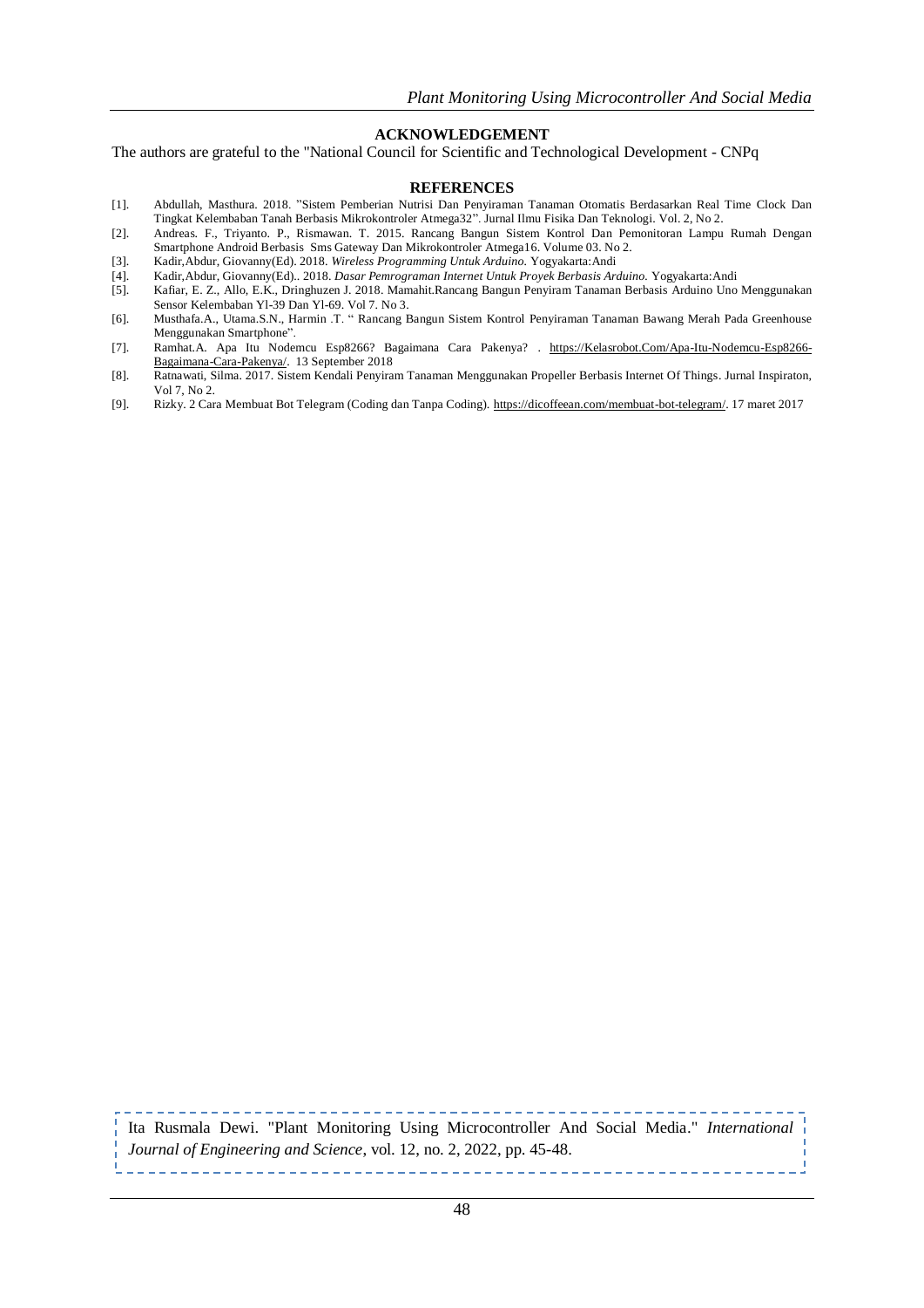## ACKNOWLEDGEMENT

The authors are grateful to the "National Council for Scientific and Technological Development - CNPq

## REFERENCES

[1]. Abdullah, Masthura. 2018. "Sistem Pemberian Nutrisi Dan Penyiraman Tanaman Otomatis Berdasarkan Real Time Clock Dan Tingkat Kelembaban Tanah Berbasis Mikrokontroler Atmega32". Jurnal Ilmu Fisika Dan Teknologi. Vol. 2, No 2.

[2]. Andreas. F., Triyanto. P., Rismawan. T. 2015. Rancang Bangun Sistem Kontrol Dan Pemonitoran Lampu Rumah Dengan Smartphone Android Berbasis Sms Gateway Dan Mikrokontroler Atmega16. Volume 03. No 2.

[3]. Kadir,Abdur, Giovanny(Ed). 2018. *Wireless Programming Untuk Arduino.* Yogyakarta:Andi

[4]. Kadir,Abdur, Giovanny(Ed).. 2018. *Dasar Pemrograman Internet Untuk Proyek Berbasis Arduino.* Yogyakarta:Andi

[5]. Kafiar, E. Z., Allo, E.K., Dringhuzen J. 2018. Mamahit.Rancang Bangun Penyiram Tanaman Berbasis Arduino Uno Menggunakan Sensor Kelembaban Yl-39 Dan Yl-69. Vol 7. No 3.

[6]. Musthafa.A., Utama.S.N., Harmin .T. " Rancang Bangun Sistem Kontrol Penyiraman Tanaman Bawang Merah Pada Greenhouse Menggunakan Smartphone".

[7]. Ramhat.A. Apa Itu Nodemcu Esp8266? Bagaimana Cara Pakenya? . https://Kelasrobot.Com/Apa-Itu-Nodemcu-Esp8266-Bagaimana-Cara-Pakenya/. 13 September 2018

[8]. Ratnawati, Silma. 2017. Sistem Kendali Penyiram Tanaman Menggunakan Propeller Berbasis Internet Of Things. Jurnal Inspiraton, Vol 7, No 2.

[9]. Rizky. 2 Cara Membuat Bot Telegram (Coding dan Tanpa Coding). https://dicoffeean.com/membuat-bot-telegram/. 17 maret 2017

Ita Rusmala Dewi. "Plant Monitoring Using Microcontroller And Social Media." *International Journal of Engineering and Science*, vol. 12, no. 2, 2022, pp. 45-48.